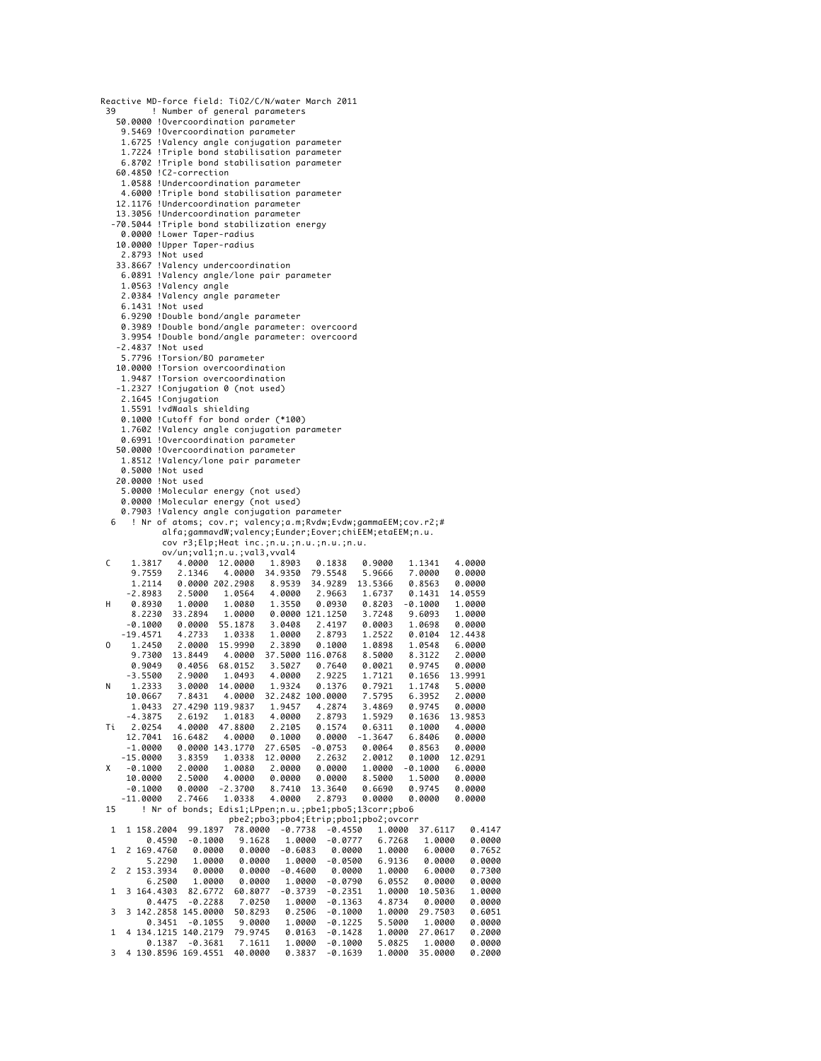```
Reactive MD-force field: TiO2/C/N/water March 2011
 39       ! Number of general parameters
   50.0000 !Overcoordination parameter
    9.5469 !Overcoordination parameter
    1.6725 !Valency angle conjugation parameter
    1.7224 !Triple bond stabilisation parameter
    6.8702 !Triple bond stabilisation parameter
   60.4850 !C2-correction
    1.0588 !Undercoordination parameter
    4.6000 !Triple bond stabilisation parameter
   12.1176 !Undercoordination parameter
   13.3056 !Undercoordination parameter
  -70.5044 !Triple bond stabilization energy
    0.0000 !Lower Taper-radius
   10.0000 !Upper Taper-radius
    2.8793 !Not used
   33.8667 !Valency undercoordination
    6.0891 !Valency angle/lone pair parameter
    1.0563 !Valency angle
    2.0384 !Valency angle parameter
    6.1431 !Not used
    6.9290 !Double bond/angle parameter
    0.3989 !Double bond/angle parameter: overcoord
    3.9954 !Double bond/angle parameter: overcoord
   -2.4837 !Not used
    5.7796 !Torsion/BO parameter
   10.0000 !Torsion overcoordination
    1.9487 !Torsion overcoordination
   -1.2327 !Conjugation 0 (not used)
    2.1645 !Conjugation
    1.5591 !vdWaals shielding
    0.1000 !Cutoff for bond order (*100)
    1.7602 !Valency angle conjugation parameter
    0.6991 !Overcoordination parameter
   50.0000 !Overcoordination parameter
    1.8512 !Valency/lone pair parameter
    0.5000 !Not used
   20.0000 !Not used
    5.0000 !Molecular energy (not used)
    0.0000 !Molecular energy (not used)
    0.7903 !Valency angle conjugation parameter
  6    ! Nr of atoms; cov.r; valency;a.m;Rvdw;Evdw;gammaEEM;cov.r2;#
            alfa;gammavdW;valency;Eunder;Eover;chiEEM;etaEEM;n.u.
            cov r3;Elp;Heat inc.;n.u.;n.u.;n.u.;n.u.
            ov/un;val1;n.u.;val3,vval4
 C    1.3817   4.0000  12.0000   1.8903   0.1838   0.9000   1.1341   4.0000
      9.7559   2.1346   4.0000  34.9350  79.5548   5.9666   7.0000   0.0000
      1.2114   0.0000 202.2908   8.9539  34.9289  13.5366   0.8563   0.0000
     -2.8983   2.5000   1.0564   4.0000   2.9663   1.6737   0.1431  14.0559
 H    0.8930   1.0000   1.0080   1.3550   0.0930   0.8203  -0.1000   1.0000
      8.2230  33.2894   1.0000   0.0000 121.1250   3.7248   9.6093   1.0000
     -0.1000   0.0000  55.1878   3.0408   2.4197   0.0003   1.0698   0.0000
    -19.4571   4.2733   1.0338   1.0000   2.8793   1.2522   0.0104  12.4438
 O    1.2450   2.0000  15.9990   2.3890   0.1000   1.0898   1.0548   6.0000
      9.7300  13.8449   4.0000  37.5000 116.0768   8.5000   8.3122   2.0000
      0.9049   0.4056  68.0152   3.5027   0.7640   0.0021   0.9745   0.0000
     -3.5500   2.9000   1.0493   4.0000   2.9225   1.7121   0.1656  13.9991
 N    1.2333   3.0000  14.0000   1.9324   0.1376   0.7921   1.1748   5.0000
     10.0667   7.8431   4.0000  32.2482 100.0000   7.5795   6.3952   2.0000
      1.0433  27.4290 119.9837   1.9457   4.2874   3.4869   0.9745   0.0000
     -4.3875   2.6192   1.0183   4.0000   2.8793   1.5929   0.1636  13.9853
 Ti   2.0254   4.0000  47.8800   2.2105   0.1574   0.6311   0.1000   4.0000
     12.7041  16.6482   4.0000   0.1000   0.0000  -1.3647   6.8406   0.0000
     -1.0000   0.0000 143.1770  27.6505  -0.0753   0.0064   0.8563   0.0000
    -15.0000   3.8359   1.0338  12.0000   2.2632   2.0012   0.1000  12.0291
 X   -0.1000   2.0000   1.0080   2.0000   0.0000   1.0000  -0.1000   6.0000
     10.0000   2.5000   4.0000   0.0000   0.0000   8.5000   1.5000   0.0000
     -0.1000   0.0000  -2.3700   8.7410  13.3640   0.6690   0.9745   0.0000
    -11.0000   2.7466   1.0338   4.0000   2.8793   0.0000   0.0000   0.0000
 15      ! Nr of bonds; Edis1;LPpen;n.u.;pbe1;pbo5;13corr;pbo6
                         pbe2;pbo3;pbo4;Etrip;pbo1;pbo2;ovcorr
  1   1 158.2004  99.1897  78.0000  -0.7738  -0.4550   1.0000  37.6117   0.4147
        0.4590  -0.1000   9.1628   1.0000  -0.0777   6.7268   1.0000   0.0000
  1   2 169.4760   0.0000   0.0000  -0.6083   0.0000   1.0000   6.0000   0.7652
        5.2290   1.0000   0.0000   1.0000  -0.0500   6.9136   0.0000   0.0000
  2   2 153.3934   0.0000   0.0000  -0.4600   0.0000   1.0000   6.0000   0.7300
        6.2500   1.0000   0.0000   1.0000  -0.0790   6.0552   0.0000   0.0000
  1   3 164.4303  82.6772  60.8077  -0.3739  -0.2351   1.0000  10.5036   1.0000
        0.4475  -0.2288   7.0250   1.0000  -0.1363   4.8734   0.0000   0.0000
  3   3 142.2858 145.0000  50.8293   0.2506  -0.1000   1.0000  29.7503   0.6051
        0.3451  -0.1055   9.0000   1.0000  -0.1225   5.5000   1.0000   0.0000
  1   4 134.1215 140.2179  79.9745   0.0163  -0.1428   1.0000  27.0617   0.2000
        0.1387  -0.3681   7.1611   1.0000  -0.1000   5.0825   1.0000   0.0000
  3   4 130.8596 169.4551  40.0000   0.3837  -0.1639   1.0000  35.0000   0.2000
```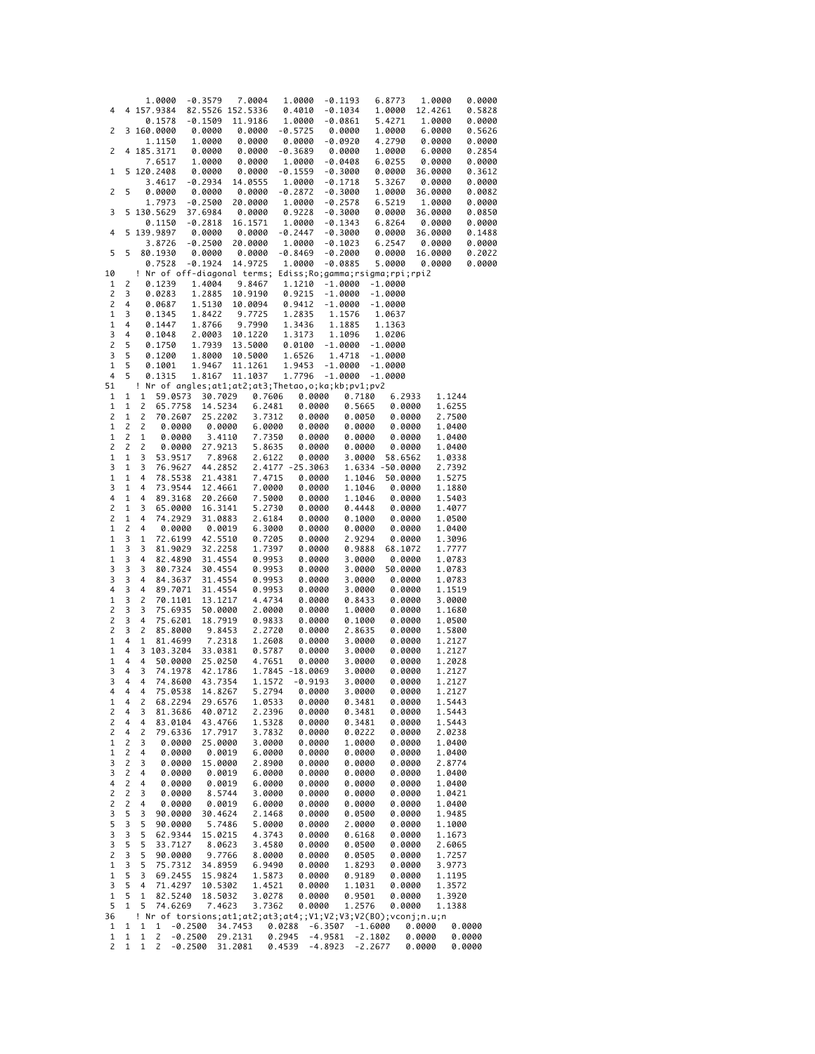```
         1.0000  -0.3579   7.0004   1.0000  -0.1193   6.8773   1.0000   0.0000
  4   4 157.9384  82.5526 152.5336   0.4010  -0.1034   1.0000  12.4261   0.5828
         0.1578  -0.1509  11.9186   1.0000  -0.0861   5.4271   1.0000   0.0000
  2   3 160.0000   0.0000   0.0000  -0.5725   0.0000   1.0000   6.0000   0.5626
         1.1150   1.0000   0.0000   0.0000  -0.0920   4.2790   0.0000   0.0000
  2   4 185.3171   0.0000   0.0000  -0.3689   0.0000   1.0000   6.0000   0.2854
         7.6517   1.0000   0.0000   1.0000  -0.0408   6.0255   0.0000   0.0000
  1   5 120.2408   0.0000   0.0000  -0.1559  -0.3000   0.0000  36.0000   0.3612
         3.4617  -0.2934  14.0555   1.0000  -0.1718   5.3267   0.0000   0.0000
  2   5   0.0000   0.0000   0.0000  -0.2872  -0.3000   1.0000  36.0000   0.0082
         1.7973  -0.2500  20.0000   1.0000  -0.2578   6.5219   1.0000   0.0000
  3   5 130.5629  37.6984   0.0000   0.9228  -0.3000   0.0000  36.0000   0.0850
         0.1150  -0.2818  16.1571   1.0000  -0.1343   6.8264   0.0000   0.0000
  4   5 139.9897   0.0000   0.0000  -0.2447  -0.3000   0.0000  36.0000   0.1488
         3.8726  -0.2500  20.0000   1.0000  -0.1023   6.2547   0.0000   0.0000
  5   5  80.1930   0.0000   0.0000  -0.8469  -0.2000   0.0000  16.0000   0.2022
         0.7528  -0.1924  14.9725   1.0000  -0.0885   5.0000   0.0000   0.0000
10    ! Nr of off-diagonal terms; Ediss;Ro;gamma;rsigma;rpi;rpi2
  1   2   0.1239   1.4004   9.8467   1.1210  -1.0000  -1.0000
  2   3   0.0283   1.2885  10.9190   0.9215  -1.0000  -1.0000
  2   4   0.0687   1.5130  10.0094   0.9412  -1.0000  -1.0000
  1   3   0.1345   1.8422   9.7725   1.2835   1.1576   1.0637
  1   4   0.1447   1.8766   9.7990   1.3436   1.1885   1.1363
  3   4   0.1048   2.0003  10.1220   1.3173   1.1096   1.0206
  2   5   0.1750   1.7939  13.5000   0.0100  -1.0000  -1.0000
  3   5   0.1200   1.8000  10.5000   1.6526   1.4718  -1.0000
  1   5   0.1001   1.9467  11.1261   1.9453  -1.0000  -1.0000
  4   5   0.1315   1.8167  11.1037   1.7796  -1.0000  -1.0000
51    ! Nr of angles;at1;at2;at3;Thetao,o;ka;kb;pv1;pv2
  1   1   1  59.0573  30.7029   0.7606   0.0000   0.7180   6.2933   1.1244
  1   1   2  65.7758  14.5234   6.2481   0.0000   0.5665   0.0000   1.6255
  2   1   2  70.2607  25.2202   3.7312   0.0000   0.0050   0.0000   2.7500
  1   2   2   0.0000   0.0000   6.0000   0.0000   0.0000   0.0000   1.0400
  1   2   1   0.0000   3.4110   7.7350   0.0000   0.0000   0.0000   1.0400
  2   2   2   0.0000  27.9213   5.8635   0.0000   0.0000   0.0000   1.0400
  1   1   3  53.9517   7.8968   2.6122   0.0000   3.0000  58.6562   1.0338
  3   1   3  76.9627  44.2852   2.4177 -25.3063   1.6334 -50.0000   2.7392
  1   1   4  78.5538  21.4381   7.4715   0.0000   1.1046  50.0000   1.5275
  3   1   4  73.9544  12.4661   7.0000   0.0000   1.1046   0.0000   1.1880
  4   1   4  89.3168  20.2660   7.5000   0.0000   1.1046   0.0000   1.5403
  2   1   3  65.0000  16.3141   5.2730   0.0000   0.4448   0.0000   1.4077
  2   1   4  74.2929  31.0883   2.6184   0.0000   0.1000   0.0000   1.0500
  1   2   4   0.0000   0.0019   6.3000   0.0000   0.0000   0.0000   1.0400
  1   3   1  72.6199  42.5510   0.7205   0.0000   2.9294   0.0000   1.3096
  1   3   3  81.9029  32.2258   1.7397   0.0000   0.9888  68.1072   1.7777
  1   3   4  82.4890  31.4554   0.9953   0.0000   3.0000   0.0000   1.0783
  3   3   3  80.7324  30.4554   0.9953   0.0000   3.0000  50.0000   1.0783
  3   3   4  84.3637  31.4554   0.9953   0.0000   3.0000   0.0000   1.0783
  4   3   4  89.7071  31.4554   0.9953   0.0000   3.0000   0.0000   1.1519
  1   3   2  70.1101  13.1217   4.4734   0.0000   0.8433   0.0000   3.0000
  2   3   3  75.6935  50.0000   2.0000   0.0000   1.0000   0.0000   1.1680
  2   3   4  75.6201  18.7919   0.9833   0.0000   0.1000   0.0000   1.0500
  2   3   2  85.8000   9.8453   2.2720   0.0000   2.8635   0.0000   1.5800
  1   4   1  81.4699   7.2318   1.2608   0.0000   3.0000   0.0000   1.2127
  1   4   3 103.3204  33.0381   0.5787   0.0000   3.0000   0.0000   1.2127
  1   4   4  50.0000  25.0250   4.7651   0.0000   3.0000   0.0000   1.2028
  3   4   3  74.1978  42.1786   1.7845 -18.0069   3.0000   0.0000   1.2127
  3   4   4  74.8600  43.7354   1.1572  -0.9193   3.0000   0.0000   1.2127
  4   4   4  75.0538  14.8267   5.2794   0.0000   3.0000   0.0000   1.2127
  1   4   2  68.2294  29.6576   1.0533   0.0000   0.3481   0.0000   1.5443
  2   4   3  81.3686  40.0712   2.2396   0.0000   0.3481   0.0000   1.5443
  2   4   4  83.0104  43.4766   1.5328   0.0000   0.3481   0.0000   1.5443
  2   4   2  79.6336  17.7917   3.7832   0.0000   0.0222   0.0000   2.0238
  1   2   3   0.0000  25.0000   3.0000   0.0000   1.0000   0.0000   1.0400
  1   2   4   0.0000   0.0019   6.0000   0.0000   0.0000   0.0000   1.0400
  3   2   3   0.0000  15.0000   2.8900   0.0000   0.0000   0.0000   2.8774
  3   2   4   0.0000   0.0019   6.0000   0.0000   0.0000   0.0000   1.0400
  4   2   4   0.0000   0.0019   6.0000   0.0000   0.0000   0.0000   1.0400
  2   2   3   0.0000   8.5744   3.0000   0.0000   0.0000   0.0000   1.0421
  2   2   4   0.0000   0.0019   6.0000   0.0000   0.0000   0.0000   1.0400
  3   5   3  90.0000  30.4624   2.1468   0.0000   0.0500   0.0000   1.9485
  5   3   5  90.0000   5.7486   5.0000   0.0000   2.0000   0.0000   1.1000
  3   3   5  62.9344  15.0215   4.3743   0.0000   0.6168   0.0000   1.1673
  3   5   5  33.7127   8.0623   3.4580   0.0000   0.0500   0.0000   2.6065
  2   3   5  90.0000   9.7766   8.0000   0.0000   0.0505   0.0000   1.7257
  1   3   5  75.7312  34.8959   6.9490   0.0000   1.8293   0.0000   3.9773
  1   5   3  69.2455  15.9824   1.5873   0.0000   0.9189   0.0000   1.1195
  3   5   4  71.4297  10.5302   1.4521   0.0000   1.1031   0.0000   1.3572
  1   5   1  82.5240  18.5032   3.0278   0.0000   0.9501   0.0000   1.3920
  5   1   5  74.6269   7.4623   3.7362   0.0000   1.2576   0.0000   1.1388
36    ! Nr of torsions;at1;at2;at3;at4;;V1;V2;V3;V2(BO);vconj;n.u;n
  1   1   1   1  -0.2500  34.7453   0.0288  -6.3507  -1.6000   0.0000   0.0000
  1   1   1   2  -0.2500  29.2131   0.2945  -4.9581  -2.1802   0.0000   0.0000
  2   1   1   2  -0.2500  31.2081   0.4539  -4.8923  -2.2677   0.0000   0.0000
```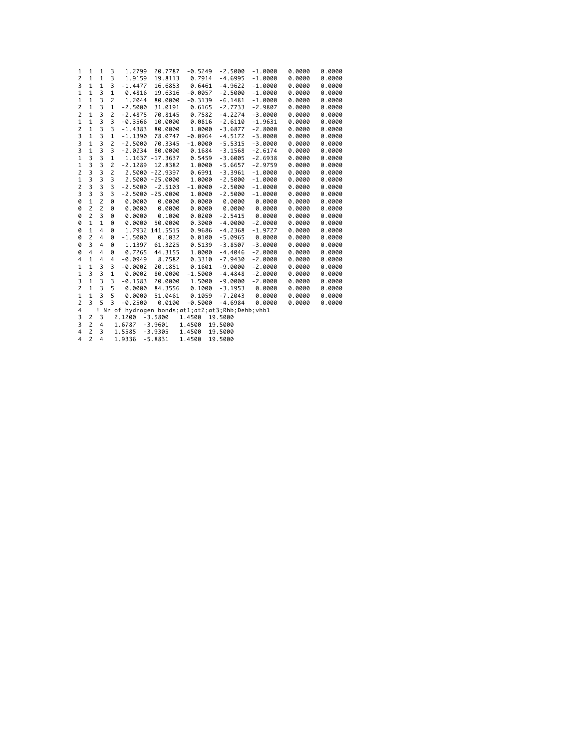```
1  1  1  3   1.2799  20.7787  -0.5249  -2.5000  -1.0000   0.0000   0.0000
2  1  1  3   1.9159  19.8113   0.7914  -4.6995  -1.0000   0.0000   0.0000
3  1  1  3  -1.4477  16.6853   0.6461  -4.9622  -1.0000   0.0000   0.0000
1  1  3  1   0.4816  19.6316  -0.0057  -2.5000  -1.0000   0.0000   0.0000
1  1  3  2   1.2044  80.0000  -0.3139  -6.1481  -1.0000   0.0000   0.0000
2  1  3  1  -2.5000  31.0191   0.6165  -2.7733  -2.9807   0.0000   0.0000
2  1  3  2  -2.4875  70.8145   0.7582  -4.2274  -3.0000   0.0000   0.0000
1  1  3  3  -0.3566  10.0000   0.0816  -2.6110  -1.9631   0.0000   0.0000
2  1  3  3  -1.4383  80.0000   1.0000  -3.6877  -2.8000   0.0000   0.0000
3  1  3  1  -1.1390  78.0747  -0.0964  -4.5172  -3.0000   0.0000   0.0000
3  1  3  2  -2.5000  70.3345  -1.0000  -5.5315  -3.0000   0.0000   0.0000
3  1  3  3  -2.0234  80.0000   0.1684  -3.1568  -2.6174   0.0000   0.0000
1  3  3  1   1.1637 -17.3637   0.5459  -3.6005  -2.6938   0.0000   0.0000
1  3  3  2  -2.1289  12.8382   1.0000  -5.6657  -2.9759   0.0000   0.0000
2  3  3  2   2.5000 -22.9397   0.6991  -3.3961  -1.0000   0.0000   0.0000
1  3  3  3   2.5000 -25.0000   1.0000  -2.5000  -1.0000   0.0000   0.0000
2  3  3  3  -2.5000  -2.5103  -1.0000  -2.5000  -1.0000   0.0000   0.0000
3  3  3  3  -2.5000 -25.0000   1.0000  -2.5000  -1.0000   0.0000   0.0000
0  1  2  0   0.0000   0.0000   0.0000   0.0000   0.0000   0.0000   0.0000
0  2  2  0   0.0000   0.0000   0.0000   0.0000   0.0000   0.0000   0.0000
0  2  3  0   0.0000   0.1000   0.0200  -2.5415   0.0000   0.0000   0.0000
0  1  1  0   0.0000  50.0000   0.3000  -4.0000  -2.0000   0.0000   0.0000
0  1  4  0   1.7932 141.5515   0.9686  -4.2368  -1.9727   0.0000   0.0000
0  2  4  0  -1.5000   0.1032   0.0100  -5.0965   0.0000   0.0000   0.0000
0  3  4  0   1.1397  61.3225   0.5139  -3.8507  -3.0000   0.0000   0.0000
0  4  4  0   0.7265  44.3155   1.0000  -4.4046  -2.0000   0.0000   0.0000
4  1  4  4  -0.0949   8.7582   0.3310  -7.9430  -2.0000   0.0000   0.0000
1  1  3  3  -0.0002  20.1851   0.1601  -9.0000  -2.0000   0.0000   0.0000
1  3  3  1   0.0002  80.0000  -1.5000  -4.4848  -2.0000   0.0000   0.0000
3  1  3  3  -0.1583  20.0000   1.5000  -9.0000  -2.0000   0.0000   0.0000
2  1  3  5   0.0000  84.3556   0.1000  -3.1953   0.0000   0.0000   0.0000
1  1  3  5   0.0000  51.0461   0.1059  -7.2043   0.0000   0.0000   0.0000
2  3  5  3  -0.2500   0.0100  -0.5000  -4.6984   0.0000   0.0000   0.0000
4    ! Nr of hydrogen bonds;at1;at2;at3;Rhb;Dehb;vhb1
3  2  3   2.1200  -3.5800   1.4500  19.5000
3  2  4   1.6787  -3.9601   1.4500  19.5000
4  2  3   1.5585  -3.9305   1.4500  19.5000
4  2  4   1.9336  -5.8831   1.4500  19.5000
```